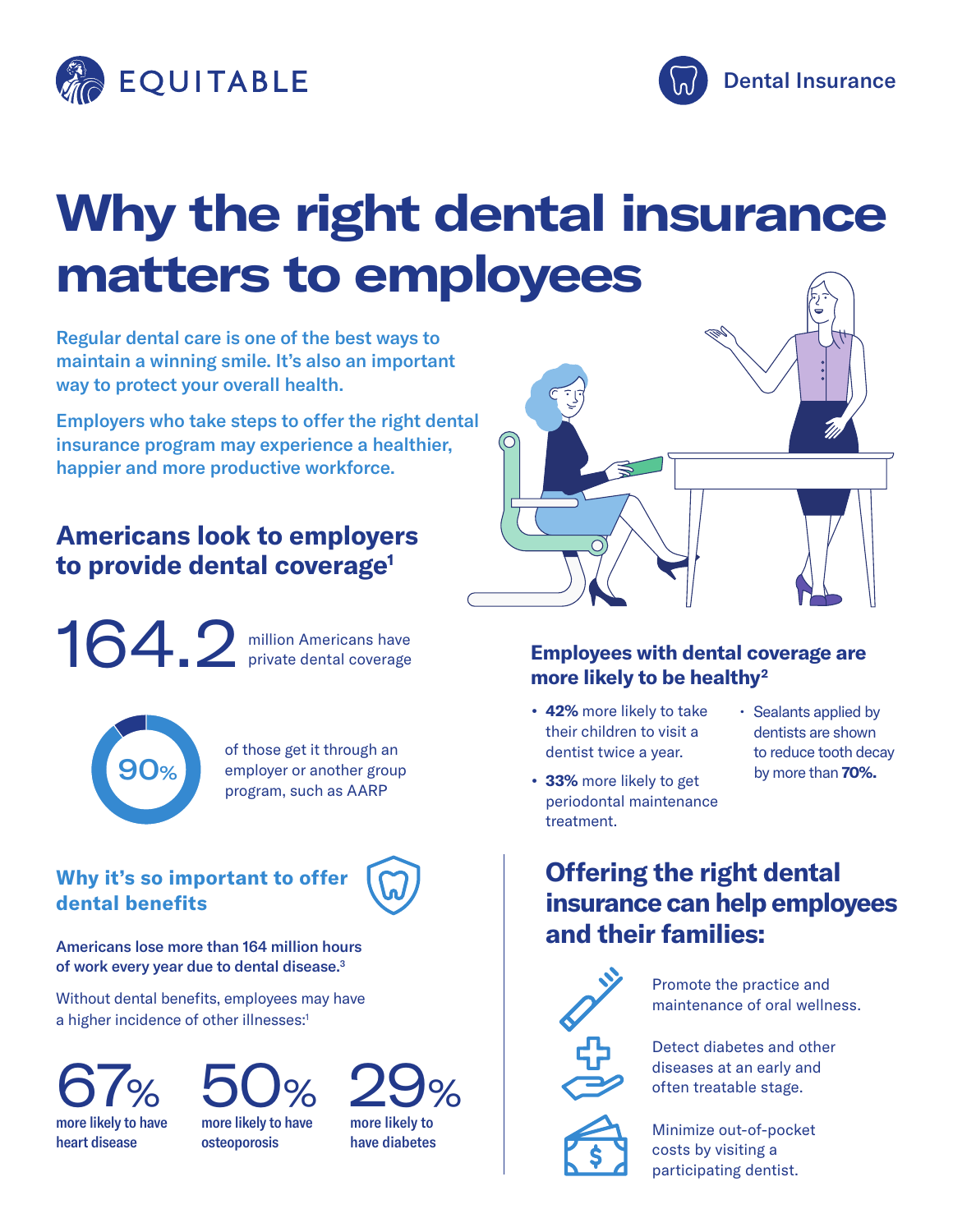EQUITABLE

Dental Insurance

# Why the right dental insurance matters to employees

Regular dental care is one of the best ways to maintain a winning smile. It's also an important way to protect your overall health.

Employers who take steps to offer the right dental insurance program may experience a healthier, happier and more productive workforce.

## Americans look to employers to provide dental coverage[1]

**164.2** million Americans have private dental coverage

**90%** of those get it through an employer or another group program, such as AARP

## Why it's so important to offer dental benefits

Americans lose more than 164 million hours of work every year due to dental disease.[3]

Without dental benefits, employees may have a higher incidence of other illnesses:[1]

- **67%** more likely to have heart disease
- **50%** more likely to have osteoporosis
- **29%** more likely to have diabetes

## Employees with dental coverage are more likely to be healthy[2]

- **42%** more likely to take their children to visit a dentist twice a year.
- **33%** more likely to get periodontal maintenance treatment.
- Sealants applied by dentists are shown to reduce tooth decay by more than **70%.**

## Offering the right dental insurance can help employees and their families:

- Promote the practice and maintenance of oral wellness.
- Detect diabetes and other diseases at an early and often treatable stage.
- Minimize out-of-pocket costs by visiting a participating dentist.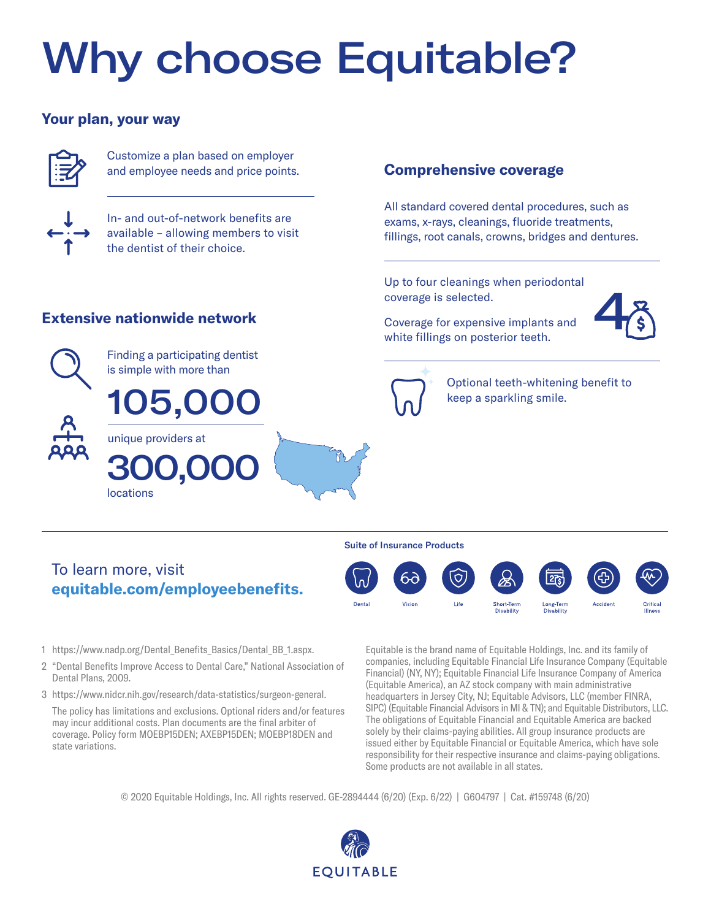# Why choose Equitable?

## Your plan, your way

Customize a plan based on employer and employee needs and price points.

In- and out-of-network benefits are available – allowing members to visit the dentist of their choice.

## Extensive nationwide network

Finding a participating dentist is simple with more than

**105,000**

unique providers at

**300,000**

locations

## Comprehensive coverage

All standard covered dental procedures, such as exams, x-rays, cleanings, fluoride treatments, fillings, root canals, crowns, bridges and dentures.

Up to four cleanings when periodontal coverage is selected.

Coverage for expensive implants and white fillings on posterior teeth.

Optional teeth-whitening benefit to keep a sparkling smile.

To learn more, visit **equitable.com/employeebenefits.**

**Suite of Insurance Products**

Dental
Vision
Life
Short-Term Disability
Long-Term Disability
Accident
Critical Illness

1 https://www.nadp.org/Dental_Benefits_Basics/Dental_BB_1.aspx.

2 "Dental Benefits Improve Access to Dental Care," National Association of Dental Plans, 2009.

3 https://www.nidcr.nih.gov/research/data-statistics/surgeon-general.

The policy has limitations and exclusions. Optional riders and/or features may incur additional costs. Plan documents are the final arbiter of coverage. Policy form MOEBP15DEN; AXEBP15DEN; MOEBP18DEN and state variations.

Equitable is the brand name of Equitable Holdings, Inc. and its family of companies, including Equitable Financial Life Insurance Company (Equitable Financial) (NY, NY); Equitable Financial Life Insurance Company of America (Equitable America), an AZ stock company with main administrative headquarters in Jersey City, NJ; Equitable Advisors, LLC (member FINRA, SIPC) (Equitable Financial Advisors in MI & TN); and Equitable Distributors, LLC. The obligations of Equitable Financial and Equitable America are backed solely by their claims-paying abilities. All group insurance products are issued either by Equitable Financial or Equitable America, which have sole responsibility for their respective insurance and claims-paying obligations. Some products are not available in all states.

© 2020 Equitable Holdings, Inc. All rights reserved. GE-2894444 (6/20) (Exp. 6/22) | G604797 | Cat. #159748 (6/20)

EQUITABLE